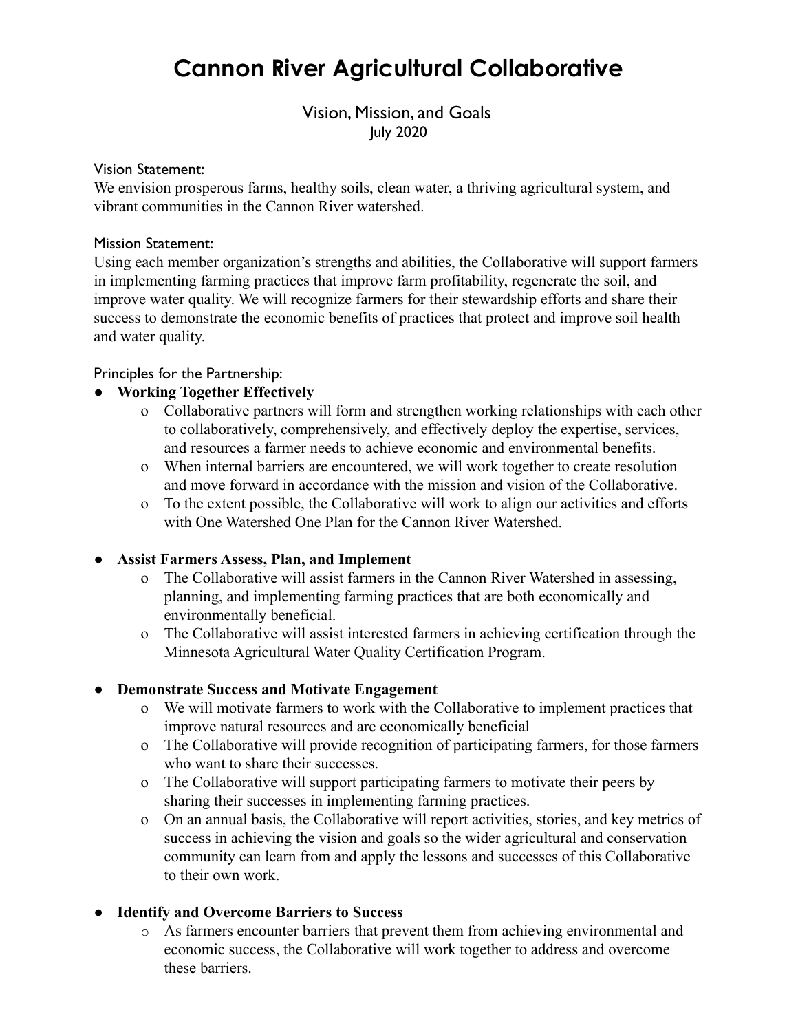# Cannon River Agricultural Collaborative

## Vision, Mission, and Goals
July 2020

Vision Statement:
We envision prosperous farms, healthy soils, clean water, a thriving agricultural system, and vibrant communities in the Cannon River watershed.

Mission Statement:
Using each member organization's strengths and abilities, the Collaborative will support farmers in implementing farming practices that improve farm profitability, regenerate the soil, and improve water quality. We will recognize farmers for their stewardship efforts and share their success to demonstrate the economic benefits of practices that protect and improve soil health and water quality.

Principles for the Partnership:

- **Working Together Effectively**
    - Collaborative partners will form and strengthen working relationships with each other to collaboratively, comprehensively, and effectively deploy the expertise, services, and resources a farmer needs to achieve economic and environmental benefits.
    - When internal barriers are encountered, we will work together to create resolution and move forward in accordance with the mission and vision of the Collaborative.
    - To the extent possible, the Collaborative will work to align our activities and efforts with One Watershed One Plan for the Cannon River Watershed.

- **Assist Farmers Assess, Plan, and Implement**
    - The Collaborative will assist farmers in the Cannon River Watershed in assessing, planning, and implementing farming practices that are both economically and environmentally beneficial.
    - The Collaborative will assist interested farmers in achieving certification through the Minnesota Agricultural Water Quality Certification Program.

- **Demonstrate Success and Motivate Engagement**
    - We will motivate farmers to work with the Collaborative to implement practices that improve natural resources and are economically beneficial
    - The Collaborative will provide recognition of participating farmers, for those farmers who want to share their successes.
    - The Collaborative will support participating farmers to motivate their peers by sharing their successes in implementing farming practices.
    - On an annual basis, the Collaborative will report activities, stories, and key metrics of success in achieving the vision and goals so the wider agricultural and conservation community can learn from and apply the lessons and successes of this Collaborative to their own work.

- **Identify and Overcome Barriers to Success**
    - As farmers encounter barriers that prevent them from achieving environmental and economic success, the Collaborative will work together to address and overcome these barriers.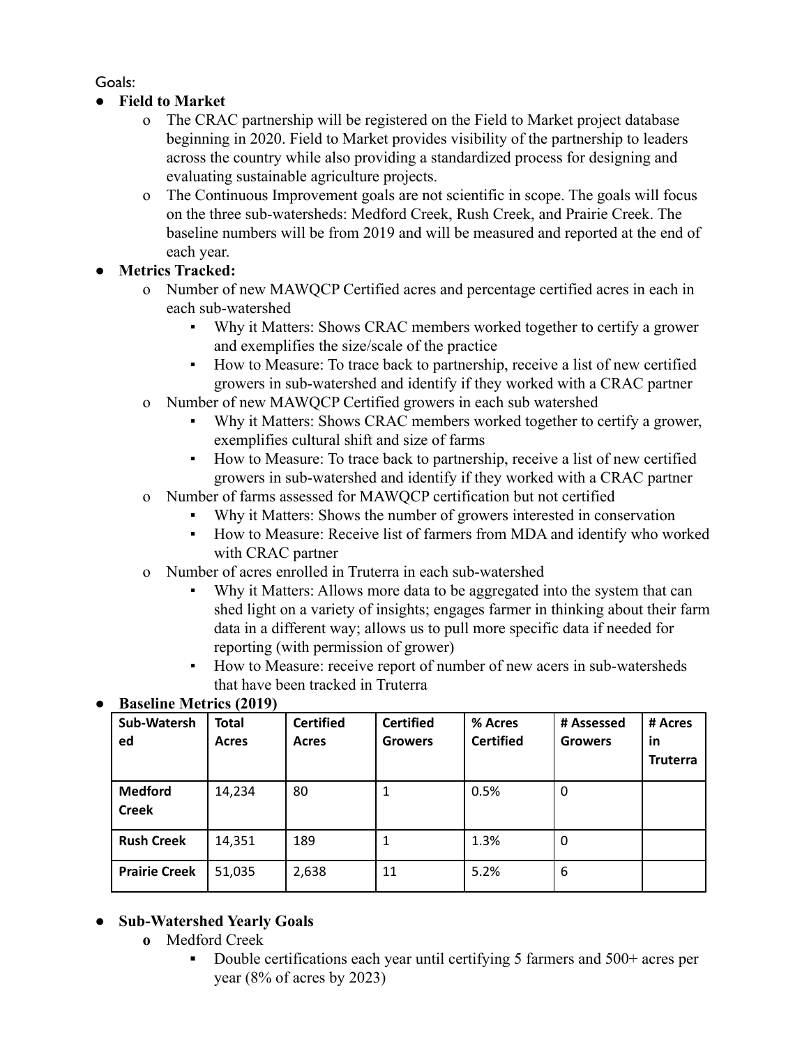Goals:

- **Field to Market**
  - The CRAC partnership will be registered on the Field to Market project database beginning in 2020. Field to Market provides visibility of the partnership to leaders across the country while also providing a standardized process for designing and evaluating sustainable agriculture projects.
  - The Continuous Improvement goals are not scientific in scope. The goals will focus on the three sub-watersheds: Medford Creek, Rush Creek, and Prairie Creek. The baseline numbers will be from 2019 and will be measured and reported at the end of each year.
- **Metrics Tracked:**
  - Number of new MAWQCP Certified acres and percentage certified acres in each in each sub-watershed
    - Why it Matters: Shows CRAC members worked together to certify a grower and exemplifies the size/scale of the practice
    - How to Measure: To trace back to partnership, receive a list of new certified growers in sub-watershed and identify if they worked with a CRAC partner
  - Number of new MAWQCP Certified growers in each sub watershed
    - Why it Matters: Shows CRAC members worked together to certify a grower, exemplifies cultural shift and size of farms
    - How to Measure: To trace back to partnership, receive a list of new certified growers in sub-watershed and identify if they worked with a CRAC partner
  - Number of farms assessed for MAWQCP certification but not certified
    - Why it Matters: Shows the number of growers interested in conservation
    - How to Measure: Receive list of farmers from MDA and identify who worked with CRAC partner
  - Number of acres enrolled in Truterra in each sub-watershed
    - Why it Matters: Allows more data to be aggregated into the system that can shed light on a variety of insights; engages farmer in thinking about their farm data in a different way; allows us to pull more specific data if needed for reporting (with permission of grower)
    - How to Measure: receive report of number of new acers in sub-watersheds that have been tracked in Truterra
- **Baseline Metrics (2019)**

| Sub-Watershed | Total Acres | Certified Acres | Certified Growers | % Acres Certified | # Assessed Growers | # Acres in Truterra |
|---|---|---|---|---|---|---|
| **Medford Creek** | 14,234 | 80 | 1 | 0.5% | 0 | |
| **Rush Creek** | 14,351 | 189 | 1 | 1.3% | 0 | |
| **Prairie Creek** | 51,035 | 2,638 | 11 | 5.2% | 6 | |

- **Sub-Watershed Yearly Goals**
  - Medford Creek
    - Double certifications each year until certifying 5 farmers and 500+ acres per year (8% of acres by 2023)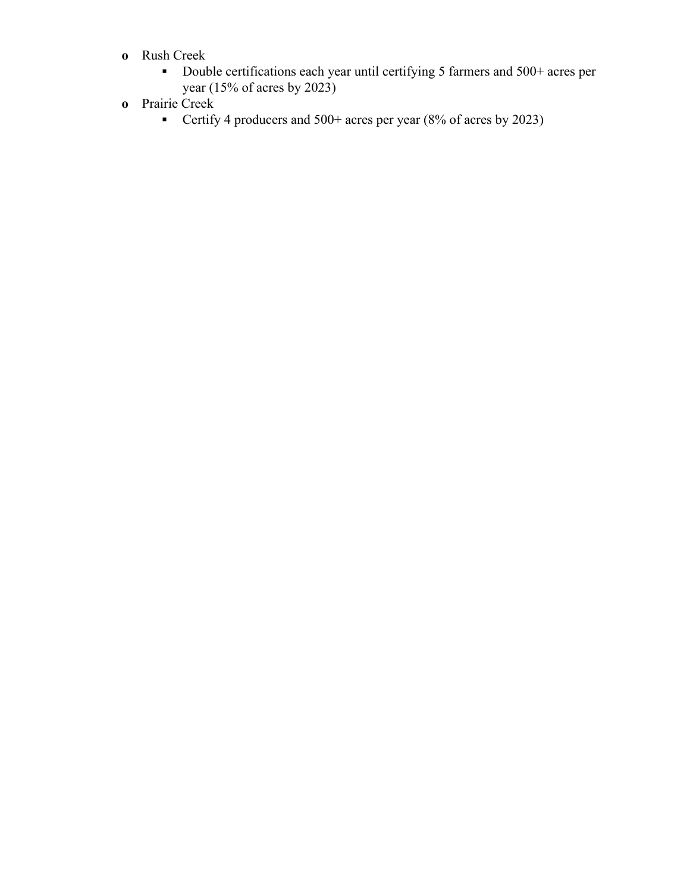- Rush Creek
  - Double certifications each year until certifying 5 farmers and 500+ acres per year (15% of acres by 2023)
- Prairie Creek
  - Certify 4 producers and 500+ acres per year (8% of acres by 2023)